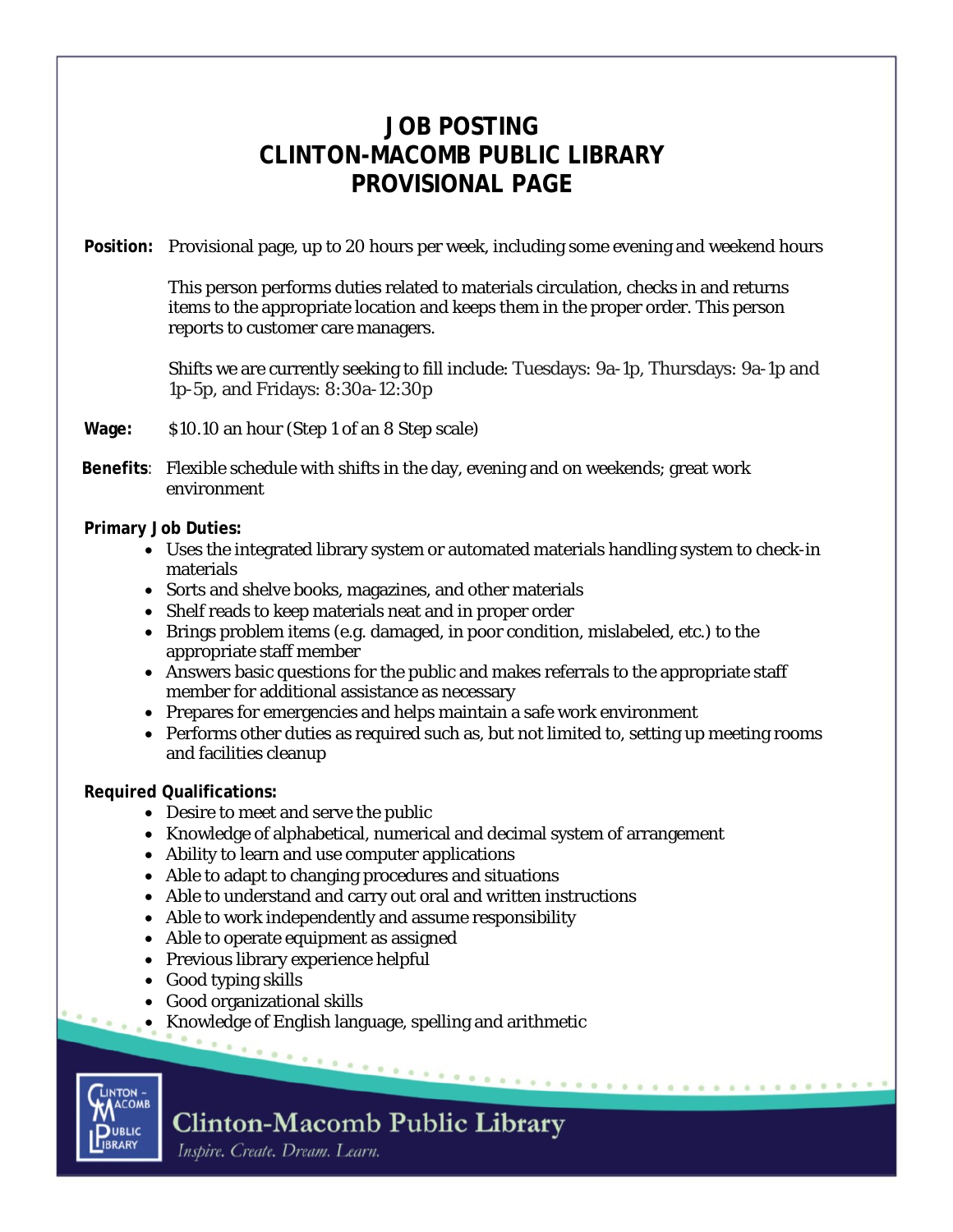# JOB POSTING
# CLINTON-MACOMB PUBLIC LIBRARY
# PROVISIONAL PAGE

**Position:** Provisional page, up to 20 hours per week, including some evening and weekend hours

This person performs duties related to materials circulation, checks in and returns items to the appropriate location and keeps them in the proper order. This person reports to customer care managers.

Shifts we are currently seeking to fill include: Tuesdays: 9a-1p, Thursdays: 9a-1p and 1p-5p, and Fridays: 8:30a-12:30p

**Wage:** $10.10 an hour (Step 1 of an 8 Step scale)

**Benefits**: Flexible schedule with shifts in the day, evening and on weekends; great work environment

**Primary Job Duties:**

- Uses the integrated library system or automated materials handling system to check-in materials
- Sorts and shelve books, magazines, and other materials
- Shelf reads to keep materials neat and in proper order
- Brings problem items (e.g. damaged, in poor condition, mislabeled, etc.) to the appropriate staff member
- Answers basic questions for the public and makes referrals to the appropriate staff member for additional assistance as necessary
- Prepares for emergencies and helps maintain a safe work environment
- Performs other duties as required such as, but not limited to, setting up meeting rooms and facilities cleanup

**Required Qualifications:**

- Desire to meet and serve the public
- Knowledge of alphabetical, numerical and decimal system of arrangement
- Ability to learn and use computer applications
- Able to adapt to changing procedures and situations
- Able to understand and carry out oral and written instructions
- Able to work independently and assume responsibility
- Able to operate equipment as assigned
- Previous library experience helpful
- Good typing skills
- Good organizational skills
- Knowledge of English language, spelling and arithmetic

Clinton-Macomb Public Library
*Inspire. Create. Dream. Learn.*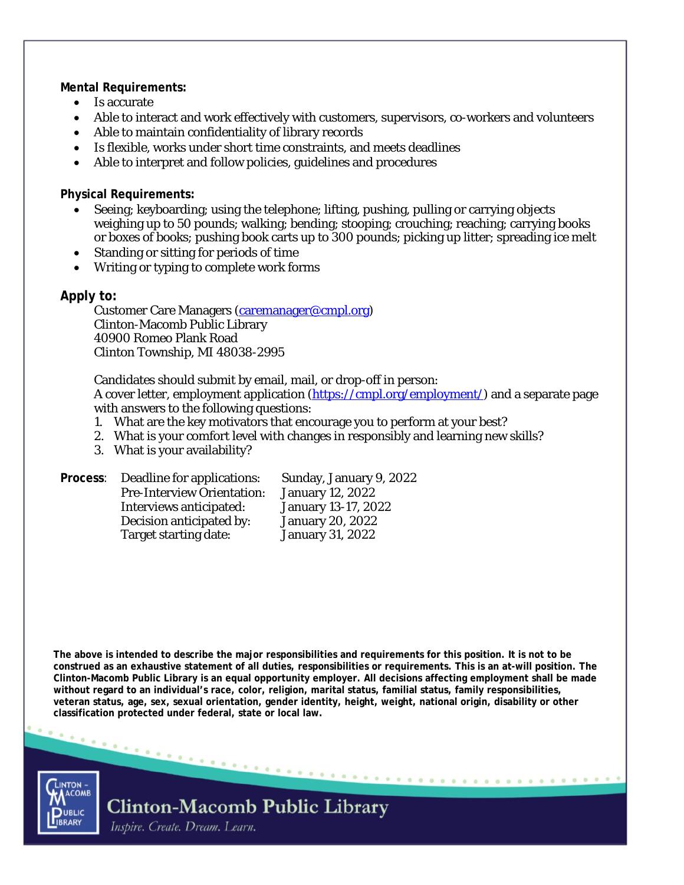**Mental Requirements:**

- Is accurate
- Able to interact and work effectively with customers, supervisors, co-workers and volunteers
- Able to maintain confidentiality of library records
- Is flexible, works under short time constraints, and meets deadlines
- Able to interpret and follow policies, guidelines and procedures

**Physical Requirements:**

- Seeing; keyboarding; using the telephone; lifting, pushing, pulling or carrying objects weighing up to 50 pounds; walking; bending; stooping; crouching; reaching; carrying books or boxes of books; pushing book carts up to 300 pounds; picking up litter; spreading ice melt
- Standing or sitting for periods of time
- Writing or typing to complete work forms

## Apply to:

Customer Care Managers (caremanager@cmpl.org)
Clinton-Macomb Public Library
40900 Romeo Plank Road
Clinton Township, MI 48038-2995

Candidates should submit by email, mail, or drop-off in person:
A cover letter, employment application (https://cmpl.org/employment/) and a separate page with answers to the following questions:

1. What are the key motivators that encourage you to perform at your best?
2. What is your comfort level with changes in responsibly and learning new skills?
3. What is your availability?

**Process**:

| | |
|---|---|
| Deadline for applications: | Sunday, January 9, 2022 |
| Pre-Interview Orientation: | January 12, 2022 |
| Interviews anticipated: | January 13-17, 2022 |
| Decision anticipated by: | January 20, 2022 |
| Target starting date: | January 31, 2022 |

**The above is intended to describe the major responsibilities and requirements for this position. It is not to be construed as an exhaustive statement of all duties, responsibilities or requirements. This is an at-will position. The Clinton-Macomb Public Library is an equal opportunity employer. All decisions affecting employment shall be made without regard to an individual's race, color, religion, marital status, familial status, family responsibilities, veteran status, age, sex, sexual orientation, gender identity, height, weight, national origin, disability or other classification protected under federal, state or local law.**

Clinton-Macomb Public Library
*Inspire. Create. Dream. Learn.*